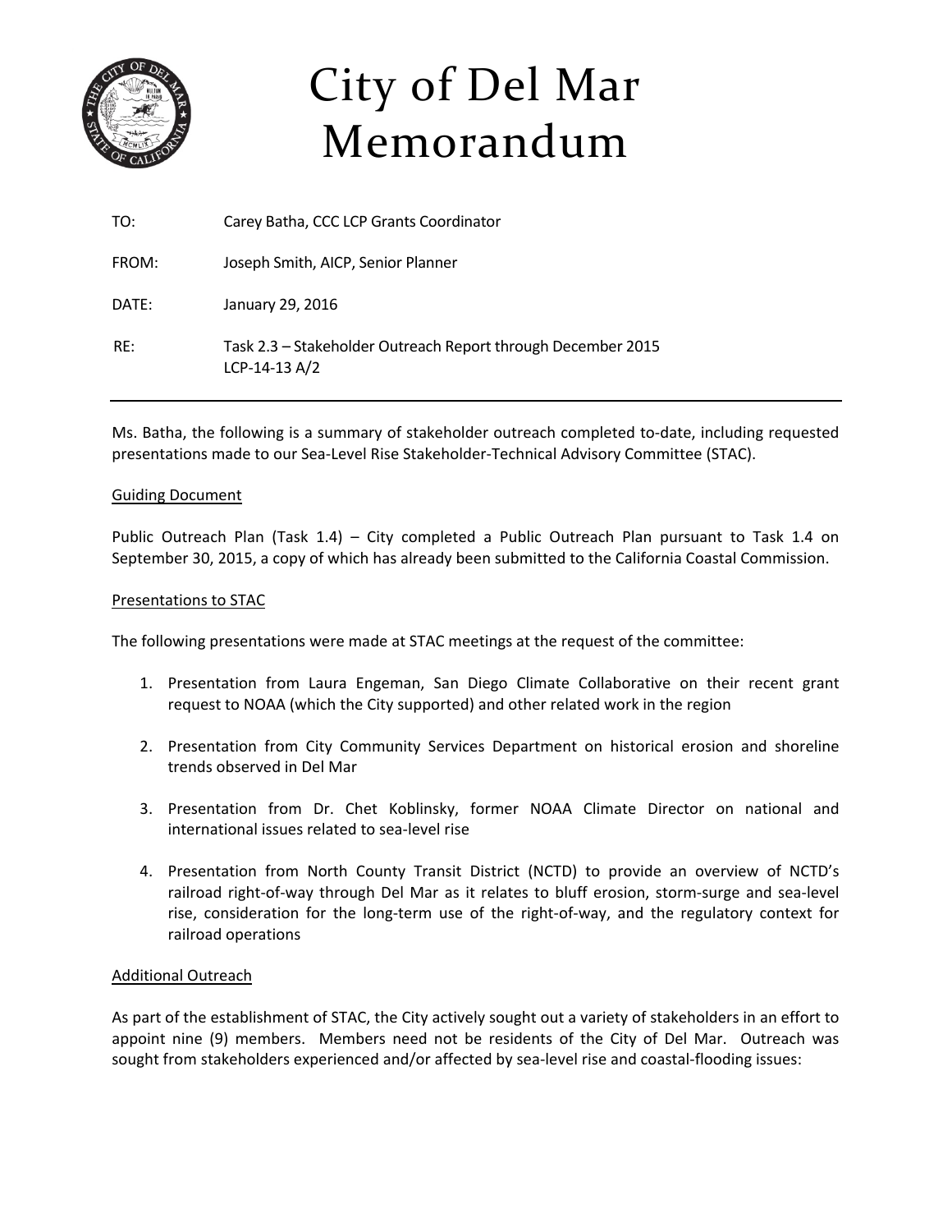# City of Del Mar Memorandum

TO: Carey Batha, CCC LCP Grants Coordinator

FROM: Joseph Smith, AICP, Senior Planner

DATE: January 29, 2016

RE: Task 2.3 – Stakeholder Outreach Report through December 2015
LCP-14-13 A/2

---

Ms. Batha, the following is a summary of stakeholder outreach completed to-date, including requested presentations made to our Sea-Level Rise Stakeholder-Technical Advisory Committee (STAC).

<u>Guiding Document</u>

Public Outreach Plan (Task 1.4) – City completed a Public Outreach Plan pursuant to Task 1.4 on September 30, 2015, a copy of which has already been submitted to the California Coastal Commission.

<u>Presentations to STAC</u>

The following presentations were made at STAC meetings at the request of the committee:

1. Presentation from Laura Engeman, San Diego Climate Collaborative on their recent grant request to NOAA (which the City supported) and other related work in the region

2. Presentation from City Community Services Department on historical erosion and shoreline trends observed in Del Mar

3. Presentation from Dr. Chet Koblinsky, former NOAA Climate Director on national and international issues related to sea-level rise

4. Presentation from North County Transit District (NCTD) to provide an overview of NCTD's railroad right-of-way through Del Mar as it relates to bluff erosion, storm-surge and sea-level rise, consideration for the long-term use of the right-of-way, and the regulatory context for railroad operations

<u>Additional Outreach</u>

As part of the establishment of STAC, the City actively sought out a variety of stakeholders in an effort to appoint nine (9) members. Members need not be residents of the City of Del Mar. Outreach was sought from stakeholders experienced and/or affected by sea-level rise and coastal-flooding issues: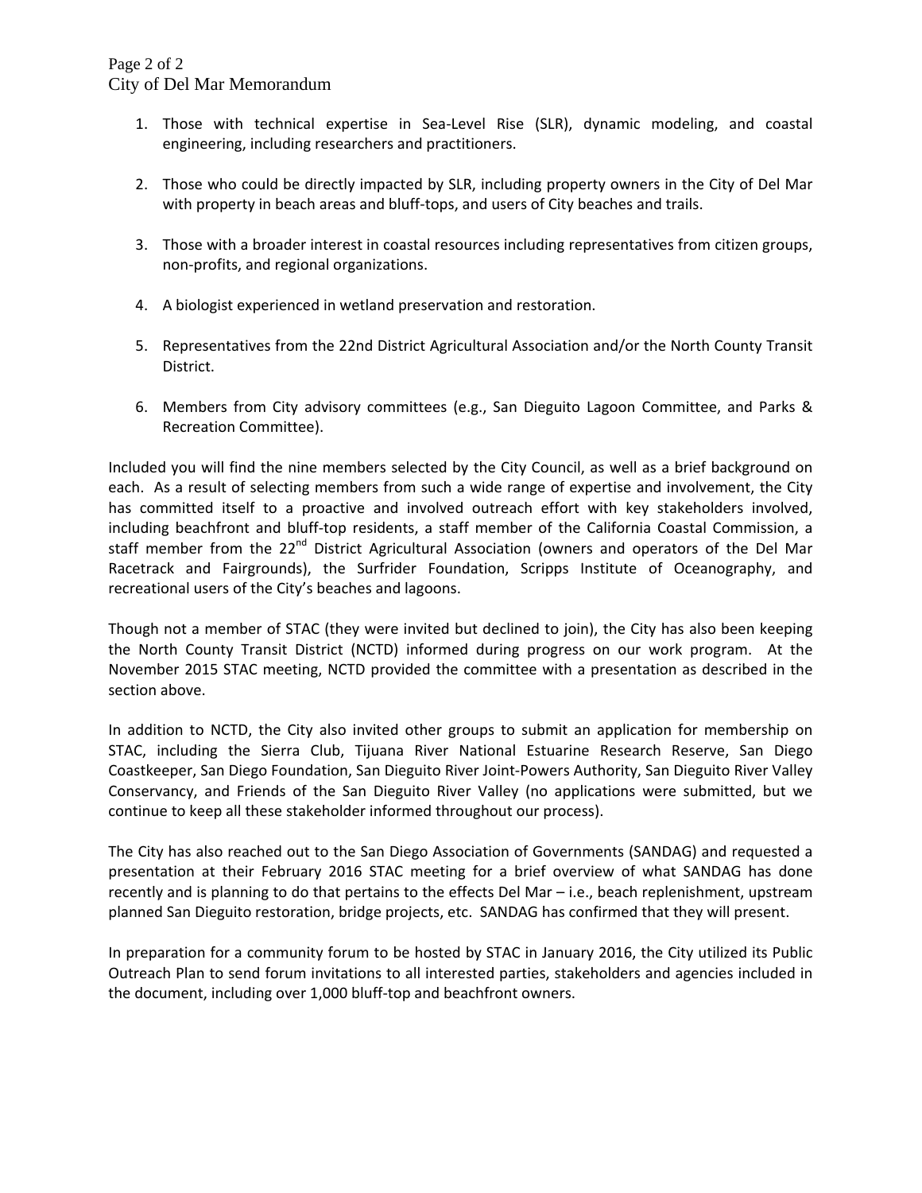1. Those with technical expertise in Sea-Level Rise (SLR), dynamic modeling, and coastal engineering, including researchers and practitioners.

2. Those who could be directly impacted by SLR, including property owners in the City of Del Mar with property in beach areas and bluff-tops, and users of City beaches and trails.

3. Those with a broader interest in coastal resources including representatives from citizen groups, non-profits, and regional organizations.

4. A biologist experienced in wetland preservation and restoration.

5. Representatives from the 22nd District Agricultural Association and/or the North County Transit District.

6. Members from City advisory committees (e.g., San Dieguito Lagoon Committee, and Parks & Recreation Committee).

Included you will find the nine members selected by the City Council, as well as a brief background on each. As a result of selecting members from such a wide range of expertise and involvement, the City has committed itself to a proactive and involved outreach effort with key stakeholders involved, including beachfront and bluff-top residents, a staff member of the California Coastal Commission, a staff member from the 22nd District Agricultural Association (owners and operators of the Del Mar Racetrack and Fairgrounds), the Surfrider Foundation, Scripps Institute of Oceanography, and recreational users of the City's beaches and lagoons.

Though not a member of STAC (they were invited but declined to join), the City has also been keeping the North County Transit District (NCTD) informed during progress on our work program. At the November 2015 STAC meeting, NCTD provided the committee with a presentation as described in the section above.

In addition to NCTD, the City also invited other groups to submit an application for membership on STAC, including the Sierra Club, Tijuana River National Estuarine Research Reserve, San Diego Coastkeeper, San Diego Foundation, San Dieguito River Joint-Powers Authority, San Dieguito River Valley Conservancy, and Friends of the San Dieguito River Valley (no applications were submitted, but we continue to keep all these stakeholder informed throughout our process).

The City has also reached out to the San Diego Association of Governments (SANDAG) and requested a presentation at their February 2016 STAC meeting for a brief overview of what SANDAG has done recently and is planning to do that pertains to the effects Del Mar – i.e., beach replenishment, upstream planned San Dieguito restoration, bridge projects, etc. SANDAG has confirmed that they will present.

In preparation for a community forum to be hosted by STAC in January 2016, the City utilized its Public Outreach Plan to send forum invitations to all interested parties, stakeholders and agencies included in the document, including over 1,000 bluff-top and beachfront owners.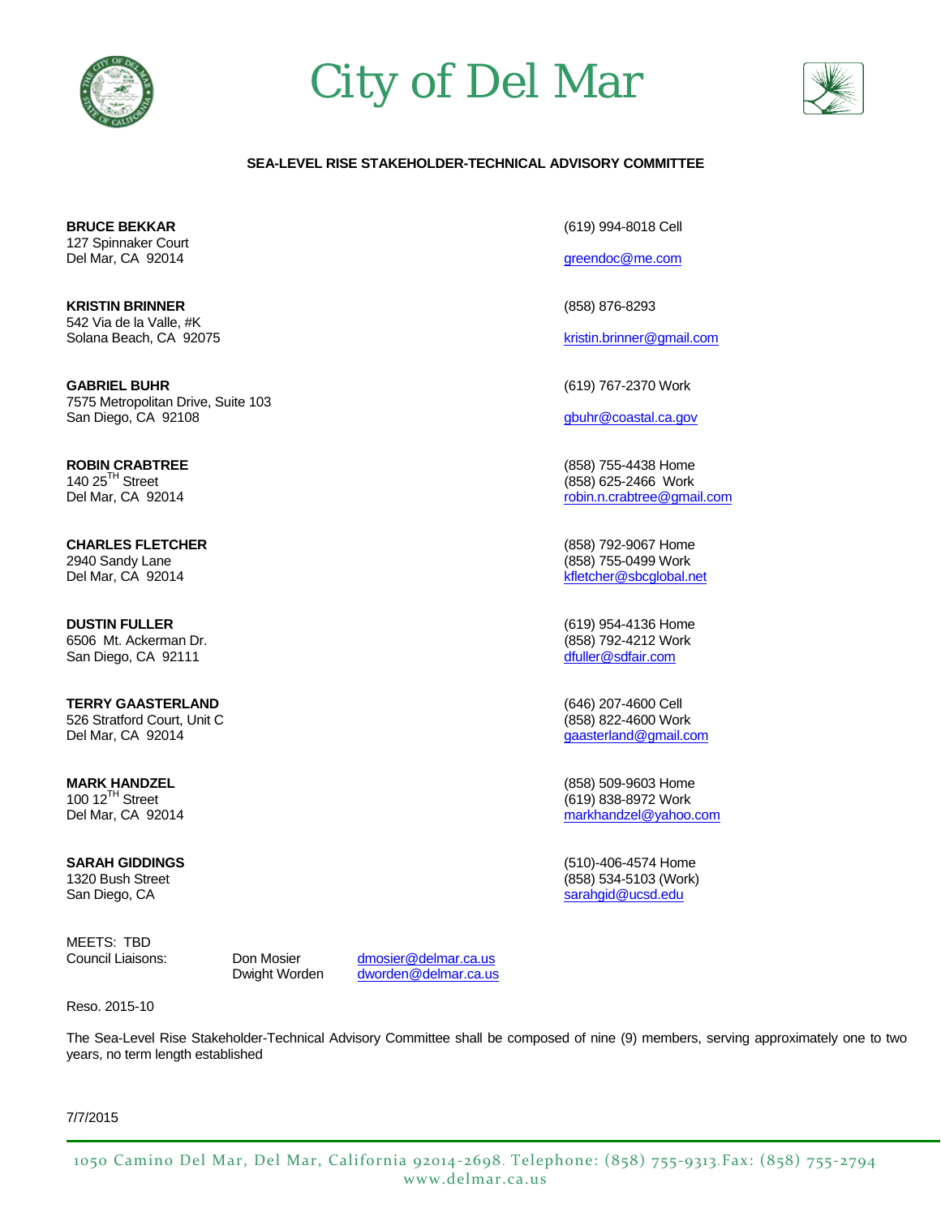# City of Del Mar

## SEA-LEVEL RISE STAKEHOLDER-TECHNICAL ADVISORY COMMITTEE

**BRUCE BEKKAR**
127 Spinnaker Court
Del Mar, CA 92014

(619) 994-8018 Cell
greendoc@me.com

**KRISTIN BRINNER**
542 Via de la Valle, #K
Solana Beach, CA 92075

(858) 876-8293
kristin.brinner@gmail.com

**GABRIEL BUHR**
7575 Metropolitan Drive, Suite 103
San Diego, CA 92108

(619) 767-2370 Work
gbuhr@coastal.ca.gov

**ROBIN CRABTREE**
140 25TH Street
Del Mar, CA 92014

(858) 755-4438 Home
(858) 625-2466 Work
robin.n.crabtree@gmail.com

**CHARLES FLETCHER**
2940 Sandy Lane
Del Mar, CA 92014

(858) 792-9067 Home
(858) 755-0499 Work
kfletcher@sbcglobal.net

**DUSTIN FULLER**
6506 Mt. Ackerman Dr.
San Diego, CA 92111

(619) 954-4136 Home
(858) 792-4212 Work
dfuller@sdfair.com

**TERRY GAASTERLAND**
526 Stratford Court, Unit C
Del Mar, CA 92014

(646) 207-4600 Cell
(858) 822-4600 Work
gaasterland@gmail.com

**MARK HANDZEL**
100 12TH Street
Del Mar, CA 92014

(858) 509-9603 Home
(619) 838-8972 Work
markhandzel@yahoo.com

**SARAH GIDDINGS**
1320 Bush Street
San Diego, CA

(510)-406-4574 Home
(858) 534-5103 (Work)
sarahgid@ucsd.edu

MEETS: TBD

| Council Liaisons: | Don Mosier | dmosier@delmar.ca.us |
|---|---|---|
| | Dwight Worden | dworden@delmar.ca.us |

Reso. 2015-10

The Sea-Level Rise Stakeholder-Technical Advisory Committee shall be composed of nine (9) members, serving approximately one to two years, no term length established

7/7/2015

1050 Camino Del Mar, Del Mar, California 92014-2698. Telephone: (858) 755-9313.Fax: (858) 755-2794
www.delmar.ca.us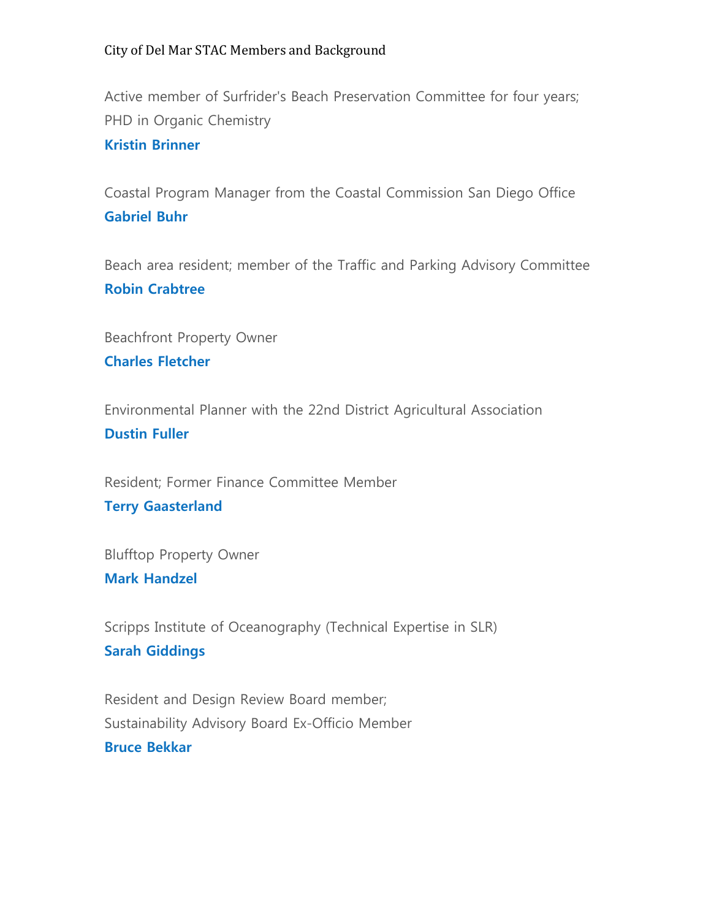City of Del Mar STAC Members and Background

Active member of Surfrider's Beach Preservation Committee for four years; PHD in Organic Chemistry

**Kristin Brinner**

Coastal Program Manager from the Coastal Commission San Diego Office

**Gabriel Buhr**

Beach area resident; member of the Traffic and Parking Advisory Committee

**Robin Crabtree**

Beachfront Property Owner

**Charles Fletcher**

Environmental Planner with the 22nd District Agricultural Association

**Dustin Fuller**

Resident; Former Finance Committee Member

**Terry Gaasterland**

Blufftop Property Owner

**Mark Handzel**

Scripps Institute of Oceanography (Technical Expertise in SLR)

**Sarah Giddings**

Resident and Design Review Board member;
Sustainability Advisory Board Ex-Officio Member

**Bruce Bekkar**